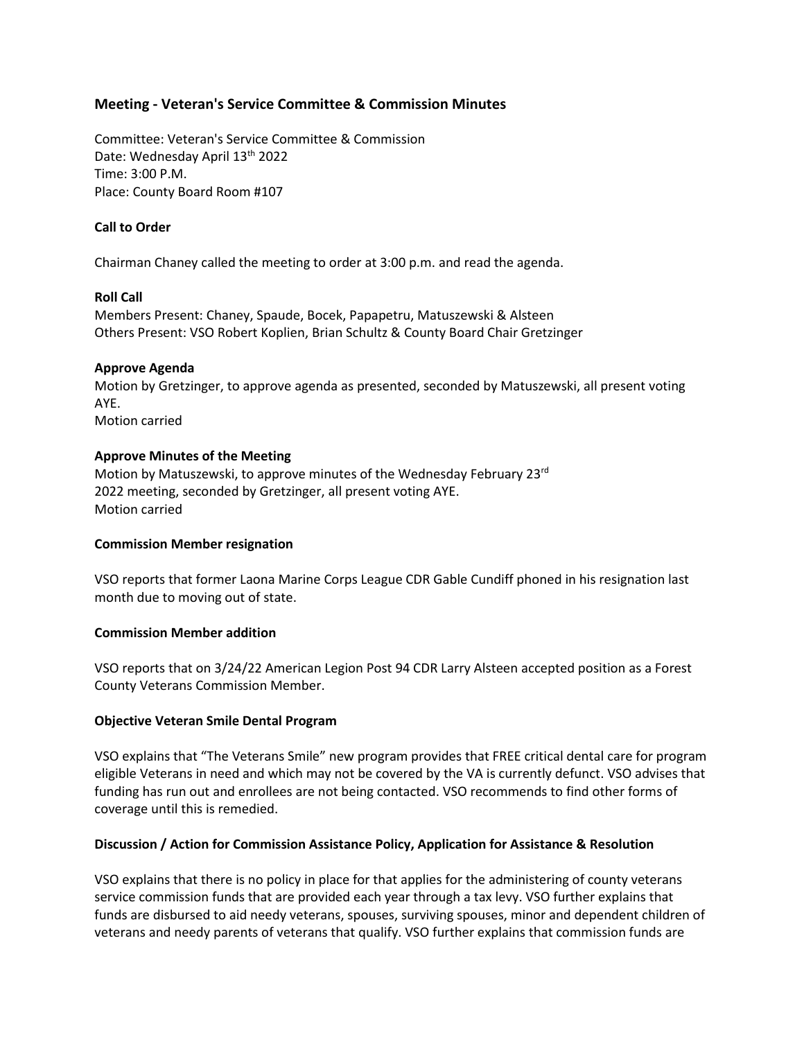## Meeting - Veteran's Service Committee & Commission Minutes

Committee: Veteran's Service Committee & Commission
Date: Wednesday April 13th 2022
Time: 3:00 P.M.
Place: County Board Room #107

**Call to Order**

Chairman Chaney called the meeting to order at 3:00 p.m. and read the agenda.

**Roll Call**
Members Present: Chaney, Spaude, Bocek, Papapetru, Matuszewski & Alsteen
Others Present: VSO Robert Koplien, Brian Schultz & County Board Chair Gretzinger

**Approve Agenda**
Motion by Gretzinger, to approve agenda as presented, seconded by Matuszewski, all present voting AYE.
Motion carried

**Approve Minutes of the Meeting**
Motion by Matuszewski, to approve minutes of the Wednesday February 23rd 2022 meeting, seconded by Gretzinger, all present voting AYE.
Motion carried

**Commission Member resignation**

VSO reports that former Laona Marine Corps League CDR Gable Cundiff phoned in his resignation last month due to moving out of state.

**Commission Member addition**

VSO reports that on 3/24/22 American Legion Post 94 CDR Larry Alsteen accepted position as a Forest County Veterans Commission Member.

**Objective Veteran Smile Dental Program**

VSO explains that "The Veterans Smile" new program provides that FREE critical dental care for program eligible Veterans in need and which may not be covered by the VA is currently defunct. VSO advises that funding has run out and enrollees are not being contacted. VSO recommends to find other forms of coverage until this is remedied.

**Discussion / Action for Commission Assistance Policy, Application for Assistance & Resolution**

VSO explains that there is no policy in place for that applies for the administering of county veterans service commission funds that are provided each year through a tax levy. VSO further explains that funds are disbursed to aid needy veterans, spouses, surviving spouses, minor and dependent children of veterans and needy parents of veterans that qualify. VSO further explains that commission funds are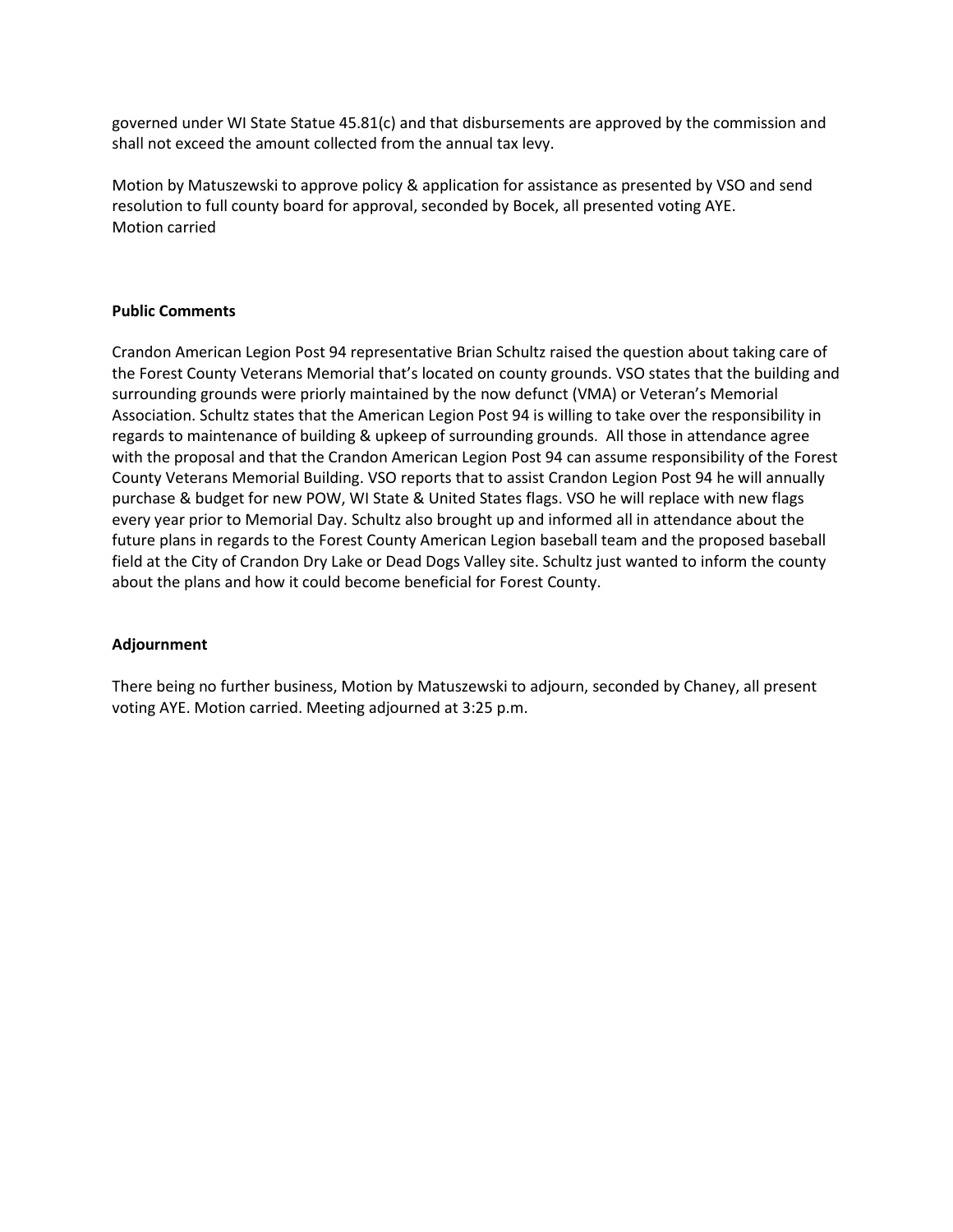governed under WI State Statue 45.81(c) and that disbursements are approved by the commission and shall not exceed the amount collected from the annual tax levy.

Motion by Matuszewski to approve policy & application for assistance as presented by VSO and send resolution to full county board for approval, seconded by Bocek, all presented voting AYE.
Motion carried

**Public Comments**

Crandon American Legion Post 94 representative Brian Schultz raised the question about taking care of the Forest County Veterans Memorial that's located on county grounds. VSO states that the building and surrounding grounds were priorly maintained by the now defunct (VMA) or Veteran's Memorial Association. Schultz states that the American Legion Post 94 is willing to take over the responsibility in regards to maintenance of building & upkeep of surrounding grounds. All those in attendance agree with the proposal and that the Crandon American Legion Post 94 can assume responsibility of the Forest County Veterans Memorial Building. VSO reports that to assist Crandon Legion Post 94 he will annually purchase & budget for new POW, WI State & United States flags. VSO he will replace with new flags every year prior to Memorial Day. Schultz also brought up and informed all in attendance about the future plans in regards to the Forest County American Legion baseball team and the proposed baseball field at the City of Crandon Dry Lake or Dead Dogs Valley site. Schultz just wanted to inform the county about the plans and how it could become beneficial for Forest County.

**Adjournment**

There being no further business, Motion by Matuszewski to adjourn, seconded by Chaney, all present voting AYE. Motion carried. Meeting adjourned at 3:25 p.m.